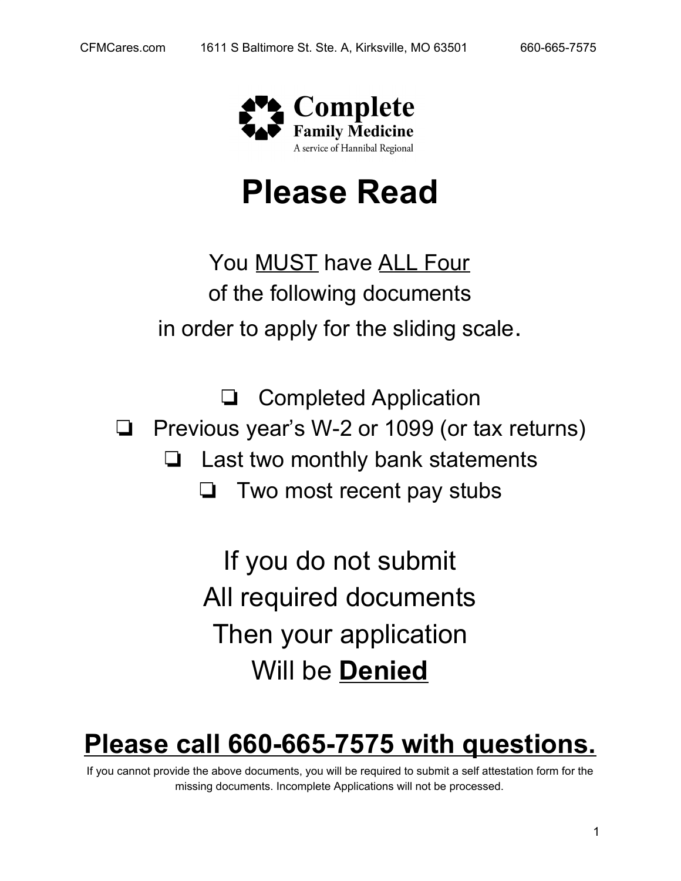CFMCares.com 1611 S Baltimore St. Ste. A, Kirksville, MO 63501 660-665-7575

**Complete**
**Family Medicine**
A service of Hannibal Regional

# Please Read

You MUST have ALL Four
of the following documents
in order to apply for the sliding scale.

- ❏ Completed Application
- ❏ Previous year's W-2 or 1099 (or tax returns)
- ❏ Last two monthly bank statements
- ❏ Two most recent pay stubs

If you do not submit
All required documents
Then your application
Will be **Denied**

## Please call 660-665-7575 with questions.

If you cannot provide the above documents, you will be required to submit a self attestation form for the missing documents. Incomplete Applications will not be processed.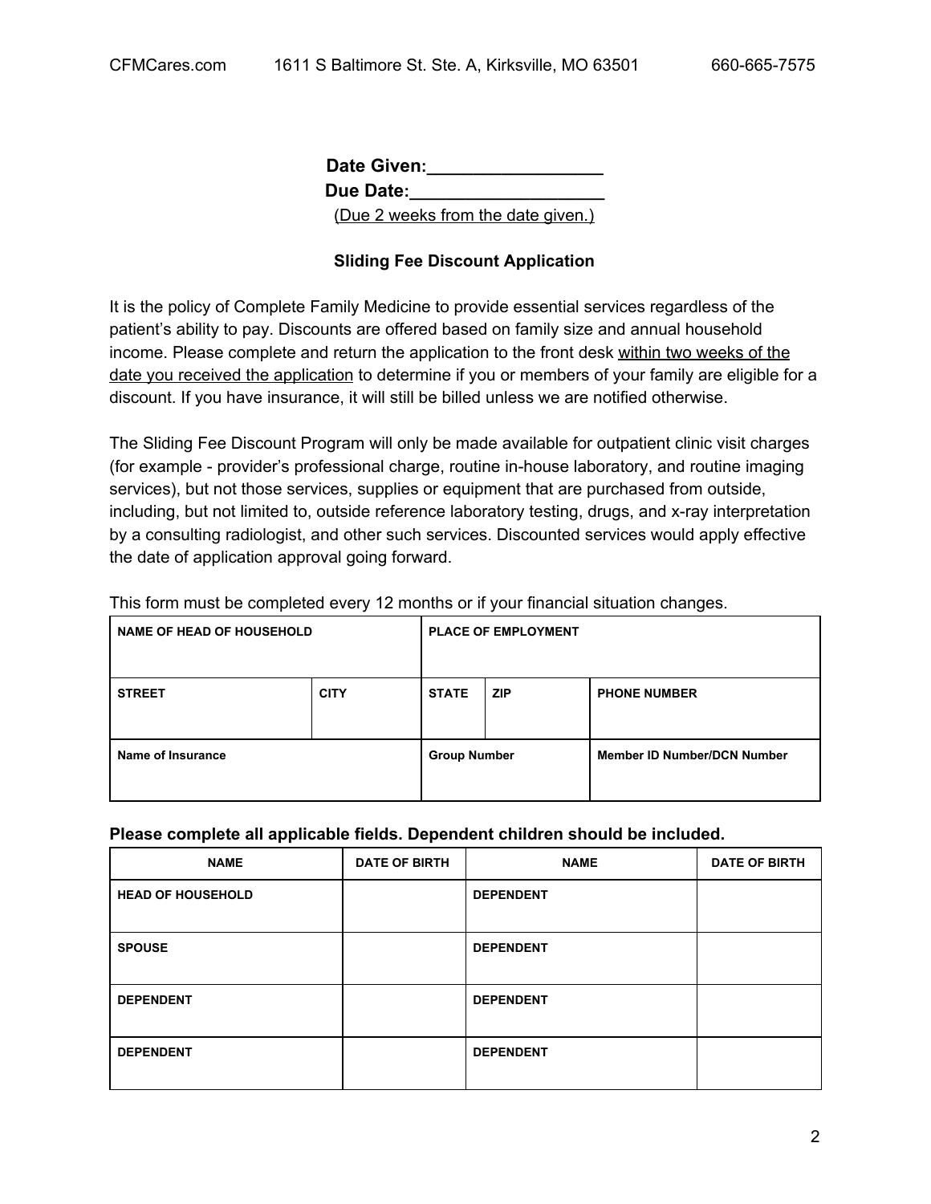**Date Given:_________________**
**Due Date:___________________**
(Due 2 weeks from the date given.)

**Sliding Fee Discount Application**

It is the policy of Complete Family Medicine to provide essential services regardless of the patient's ability to pay. Discounts are offered based on family size and annual household income. Please complete and return the application to the front desk within two weeks of the date you received the application to determine if you or members of your family are eligible for a discount. If you have insurance, it will still be billed unless we are notified otherwise.

The Sliding Fee Discount Program will only be made available for outpatient clinic visit charges (for example - provider's professional charge, routine in-house laboratory, and routine imaging services), but not those services, supplies or equipment that are purchased from outside, including, but not limited to, outside reference laboratory testing, drugs, and x-ray interpretation by a consulting radiologist, and other such services. Discounted services would apply effective the date of application approval going forward.

This form must be completed every 12 months or if your financial situation changes.

| NAME OF HEAD OF HOUSEHOLD | | PLACE OF EMPLOYMENT | | |
|---|---|---|---|---|
| **STREET** | **CITY** | **STATE** | **ZIP** | **PHONE NUMBER** |
| **Name of Insurance** | | **Group Number** | | **Member ID Number/DCN Number** |

**Please complete all applicable fields. Dependent children should be included.**

| NAME | DATE OF BIRTH | NAME | DATE OF BIRTH |
|---|---|---|---|
| **HEAD OF HOUSEHOLD** | | **DEPENDENT** | |
| **SPOUSE** | | **DEPENDENT** | |
| **DEPENDENT** | | **DEPENDENT** | |
| **DEPENDENT** | | **DEPENDENT** | |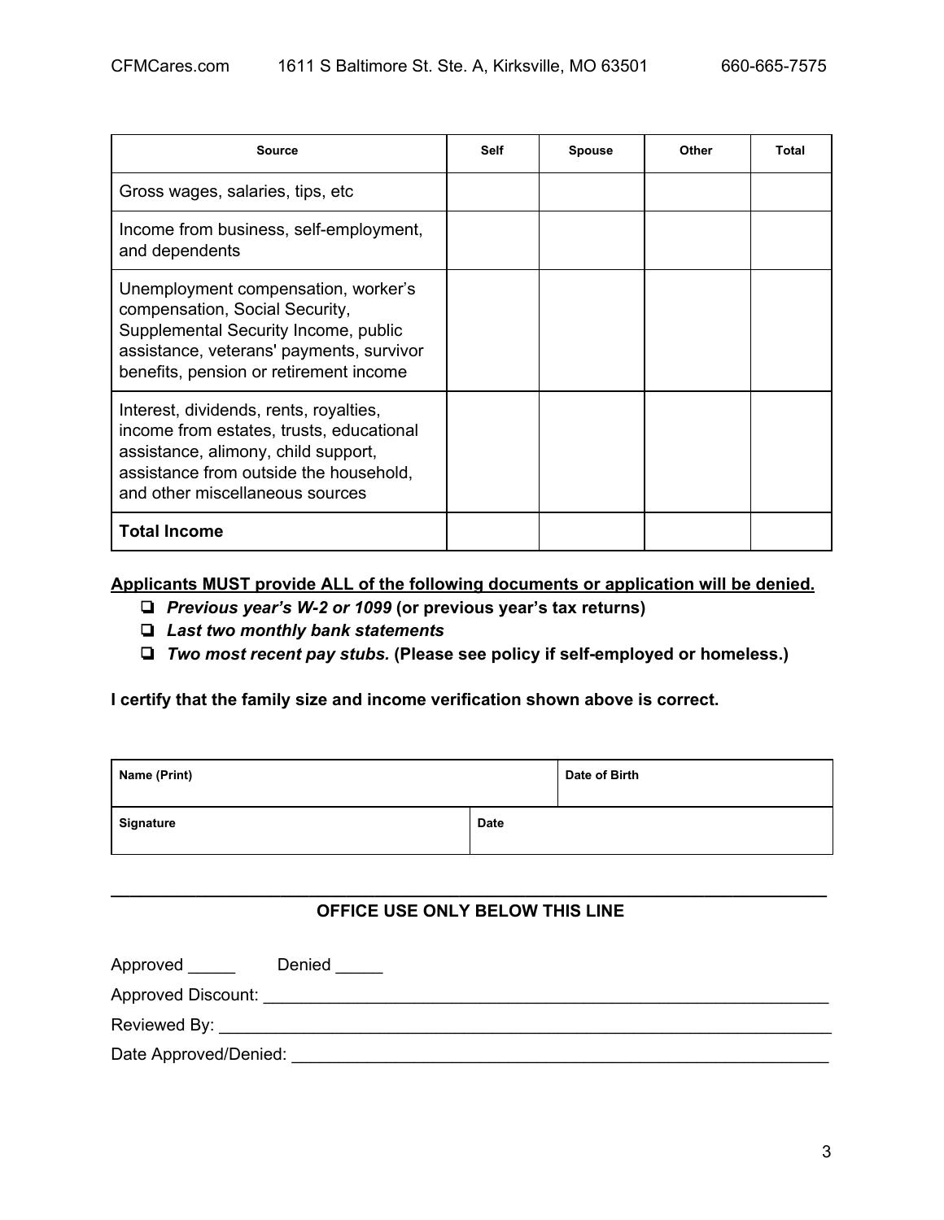| Source | Self | Spouse | Other | Total |
| --- | --- | --- | --- | --- |
| Gross wages, salaries, tips, etc | | | | |
| Income from business, self-employment, and dependents | | | | |
| Unemployment compensation, worker's compensation, Social Security, Supplemental Security Income, public assistance, veterans' payments, survivor benefits, pension or retirement income | | | | |
| Interest, dividends, rents, royalties, income from estates, trusts, educational assistance, alimony, child support, assistance from outside the household, and other miscellaneous sources | | | | |
| **Total Income** | | | | |

**Applicants MUST provide ALL of the following documents or application will be denied.**

- ❏ ***Previous year's W-2 or 1099*** **(or previous year's tax returns)**
- ❏ ***Last two monthly bank statements***
- ❏ ***Two most recent pay stubs.*** **(Please see policy if self-employed or homeless.)**

**I certify that the family size and income verification shown above is correct.**

| Name (Print) | Date of Birth |
| --- | --- |
| **Signature** | **Date** |

---

**OFFICE USE ONLY BELOW THIS LINE**

Approved _____ Denied _____

Approved Discount: ______________________________

Reviewed By: ______________________________

Date Approved/Denied: ______________________________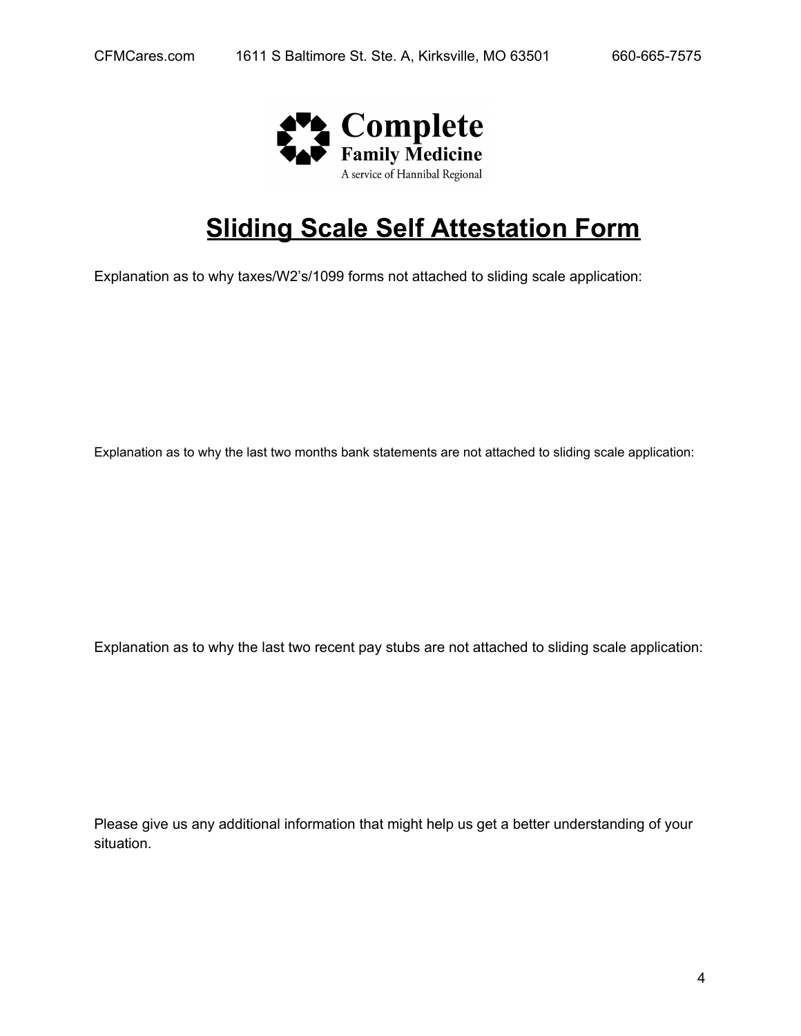# Sliding Scale Self Attestation Form

Explanation as to why taxes/W2's/1099 forms not attached to sliding scale application:

Explanation as to why the last two months bank statements are not attached to sliding scale application:

Explanation as to why the last two recent pay stubs are not attached to sliding scale application:

Please give us any additional information that might help us get a better understanding of your situation.